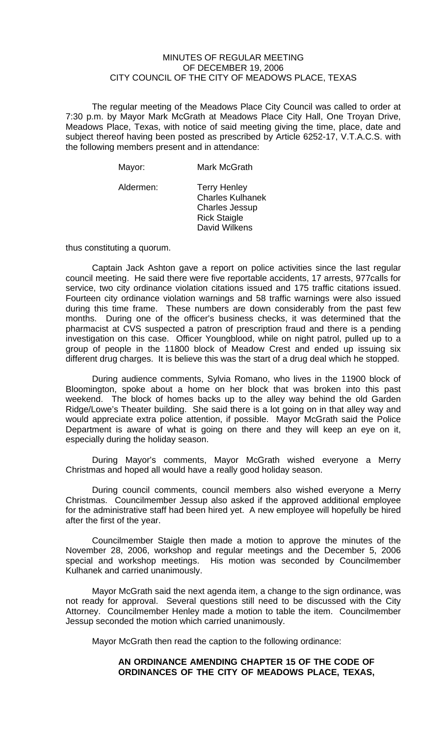MINUTES OF REGULAR MEETING
OF DECEMBER 19, 2006
CITY COUNCIL OF THE CITY OF MEADOWS PLACE, TEXAS

The regular meeting of the Meadows Place City Council was called to order at 7:30 p.m. by Mayor Mark McGrath at Meadows Place City Hall, One Troyan Drive, Meadows Place, Texas, with notice of said meeting giving the time, place, date and subject thereof having been posted as prescribed by Article 6252-17, V.T.A.C.S. with the following members present and in attendance:

Mayor: Mark McGrath

Aldermen: Terry Henley
Charles Kulhanek
Charles Jessup
Rick Staigle
David Wilkens

thus constituting a quorum.

Captain Jack Ashton gave a report on police activities since the last regular council meeting. He said there were five reportable accidents, 17 arrests, 977calls for service, two city ordinance violation citations issued and 175 traffic citations issued. Fourteen city ordinance violation warnings and 58 traffic warnings were also issued during this time frame. These numbers are down considerably from the past few months. During one of the officer's business checks, it was determined that the pharmacist at CVS suspected a patron of prescription fraud and there is a pending investigation on this case. Officer Youngblood, while on night patrol, pulled up to a group of people in the 11800 block of Meadow Crest and ended up issuing six different drug charges. It is believe this was the start of a drug deal which he stopped.

During audience comments, Sylvia Romano, who lives in the 11900 block of Bloomington, spoke about a home on her block that was broken into this past weekend. The block of homes backs up to the alley way behind the old Garden Ridge/Lowe's Theater building. She said there is a lot going on in that alley way and would appreciate extra police attention, if possible. Mayor McGrath said the Police Department is aware of what is going on there and they will keep an eye on it, especially during the holiday season.

During Mayor's comments, Mayor McGrath wished everyone a Merry Christmas and hoped all would have a really good holiday season.

During council comments, council members also wished everyone a Merry Christmas. Councilmember Jessup also asked if the approved additional employee for the administrative staff had been hired yet. A new employee will hopefully be hired after the first of the year.

Councilmember Staigle then made a motion to approve the minutes of the November 28, 2006, workshop and regular meetings and the December 5, 2006 special and workshop meetings. His motion was seconded by Councilmember Kulhanek and carried unanimously.

Mayor McGrath said the next agenda item, a change to the sign ordinance, was not ready for approval. Several questions still need to be discussed with the City Attorney. Councilmember Henley made a motion to table the item. Councilmember Jessup seconded the motion which carried unanimously.

Mayor McGrath then read the caption to the following ordinance:

**AN ORDINANCE AMENDING CHAPTER 15 OF THE CODE OF ORDINANCES OF THE CITY OF MEADOWS PLACE, TEXAS,**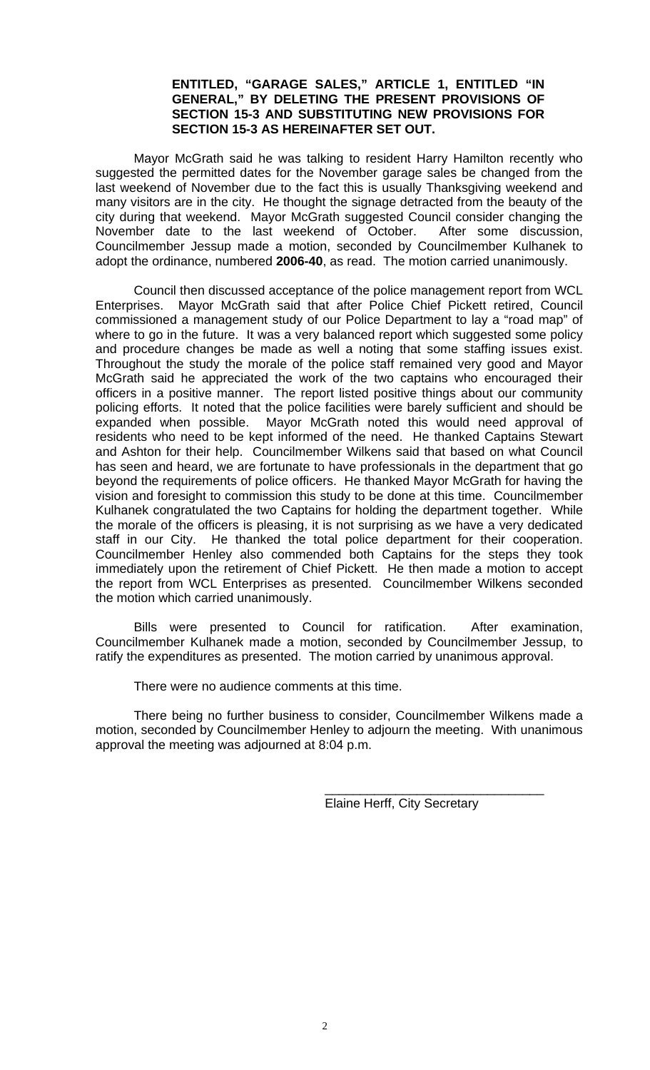**ENTITLED, "GARAGE SALES," ARTICLE 1, ENTITLED "IN GENERAL," BY DELETING THE PRESENT PROVISIONS OF SECTION 15-3 AND SUBSTITUTING NEW PROVISIONS FOR SECTION 15-3 AS HEREINAFTER SET OUT.**

Mayor McGrath said he was talking to resident Harry Hamilton recently who suggested the permitted dates for the November garage sales be changed from the last weekend of November due to the fact this is usually Thanksgiving weekend and many visitors are in the city. He thought the signage detracted from the beauty of the city during that weekend. Mayor McGrath suggested Council consider changing the November date to the last weekend of October. After some discussion, Councilmember Jessup made a motion, seconded by Councilmember Kulhanek to adopt the ordinance, numbered **2006-40**, as read. The motion carried unanimously.

Council then discussed acceptance of the police management report from WCL Enterprises. Mayor McGrath said that after Police Chief Pickett retired, Council commissioned a management study of our Police Department to lay a "road map" of where to go in the future. It was a very balanced report which suggested some policy and procedure changes be made as well a noting that some staffing issues exist. Throughout the study the morale of the police staff remained very good and Mayor McGrath said he appreciated the work of the two captains who encouraged their officers in a positive manner. The report listed positive things about our community policing efforts. It noted that the police facilities were barely sufficient and should be expanded when possible. Mayor McGrath noted this would need approval of residents who need to be kept informed of the need. He thanked Captains Stewart and Ashton for their help. Councilmember Wilkens said that based on what Council has seen and heard, we are fortunate to have professionals in the department that go beyond the requirements of police officers. He thanked Mayor McGrath for having the vision and foresight to commission this study to be done at this time. Councilmember Kulhanek congratulated the two Captains for holding the department together. While the morale of the officers is pleasing, it is not surprising as we have a very dedicated staff in our City. He thanked the total police department for their cooperation. Councilmember Henley also commended both Captains for the steps they took immediately upon the retirement of Chief Pickett. He then made a motion to accept the report from WCL Enterprises as presented. Councilmember Wilkens seconded the motion which carried unanimously.

Bills were presented to Council for ratification. After examination, Councilmember Kulhanek made a motion, seconded by Councilmember Jessup, to ratify the expenditures as presented. The motion carried by unanimous approval.

There were no audience comments at this time.

There being no further business to consider, Councilmember Wilkens made a motion, seconded by Councilmember Henley to adjourn the meeting. With unanimous approval the meeting was adjourned at 8:04 p.m.

\_\_\_\_\_\_\_\_\_\_\_\_\_\_\_\_\_\_\_\_\_\_\_\_\_\_\_\_\_\_\_\_

Elaine Herff, City Secretary